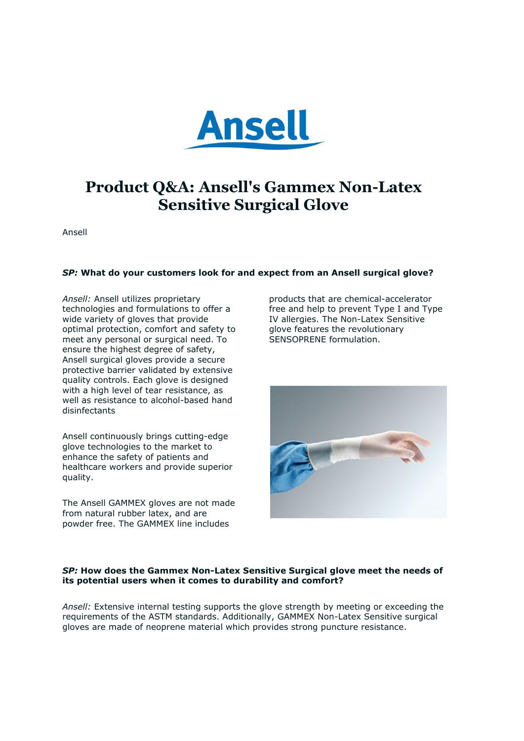# Product Q&A: Ansell's Gammex Non-Latex Sensitive Surgical Glove

Ansell

***SP:* What do your customers look for and expect from an Ansell surgical glove?**

*Ansell:* Ansell utilizes proprietary technologies and formulations to offer a wide variety of gloves that provide optimal protection, comfort and safety to meet any personal or surgical need. To ensure the highest degree of safety, Ansell surgical gloves provide a secure protective barrier validated by extensive quality controls. Each glove is designed with a high level of tear resistance, as well as resistance to alcohol-based hand disinfectants

Ansell continuously brings cutting-edge glove technologies to the market to enhance the safety of patients and healthcare workers and provide superior quality.

The Ansell GAMMEX gloves are not made from natural rubber latex, and are powder free. The GAMMEX line includes products that are chemical-accelerator free and help to prevent Type I and Type IV allergies. The Non-Latex Sensitive glove features the revolutionary SENSOPRENE formulation.

***SP:* How does the Gammex Non-Latex Sensitive Surgical glove meet the needs of its potential users when it comes to durability and comfort?**

*Ansell:* Extensive internal testing supports the glove strength by meeting or exceeding the requirements of the ASTM standards. Additionally, GAMMEX Non-Latex Sensitive surgical gloves are made of neoprene material which provides strong puncture resistance.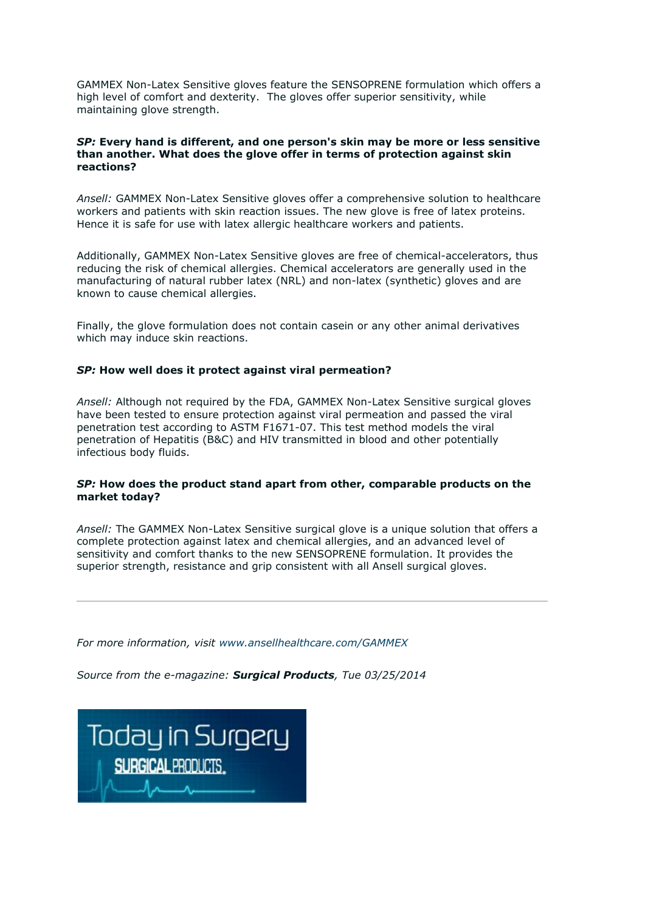GAMMEX Non-Latex Sensitive gloves feature the SENSOPRENE formulation which offers a high level of comfort and dexterity. The gloves offer superior sensitivity, while maintaining glove strength.

***SP:* Every hand is different, and one person's skin may be more or less sensitive than another. What does the glove offer in terms of protection against skin reactions?**

*Ansell:* GAMMEX Non-Latex Sensitive gloves offer a comprehensive solution to healthcare workers and patients with skin reaction issues. The new glove is free of latex proteins. Hence it is safe for use with latex allergic healthcare workers and patients.

Additionally, GAMMEX Non-Latex Sensitive gloves are free of chemical-accelerators, thus reducing the risk of chemical allergies. Chemical accelerators are generally used in the manufacturing of natural rubber latex (NRL) and non-latex (synthetic) gloves and are known to cause chemical allergies.

Finally, the glove formulation does not contain casein or any other animal derivatives which may induce skin reactions.

***SP:* How well does it protect against viral permeation?**

*Ansell:* Although not required by the FDA, GAMMEX Non-Latex Sensitive surgical gloves have been tested to ensure protection against viral permeation and passed the viral penetration test according to ASTM F1671-07. This test method models the viral penetration of Hepatitis (B&C) and HIV transmitted in blood and other potentially infectious body fluids.

***SP:* How does the product stand apart from other, comparable products on the market today?**

*Ansell:* The GAMMEX Non-Latex Sensitive surgical glove is a unique solution that offers a complete protection against latex and chemical allergies, and an advanced level of sensitivity and comfort thanks to the new SENSOPRENE formulation. It provides the superior strength, resistance and grip consistent with all Ansell surgical gloves.

---

*For more information, visit www.ansellhealthcare.com/GAMMEX*

*Source from the e-magazine: **Surgical Products**, Tue 03/25/2014*

Today in Surgery
SURGICAL PRODUCTS.